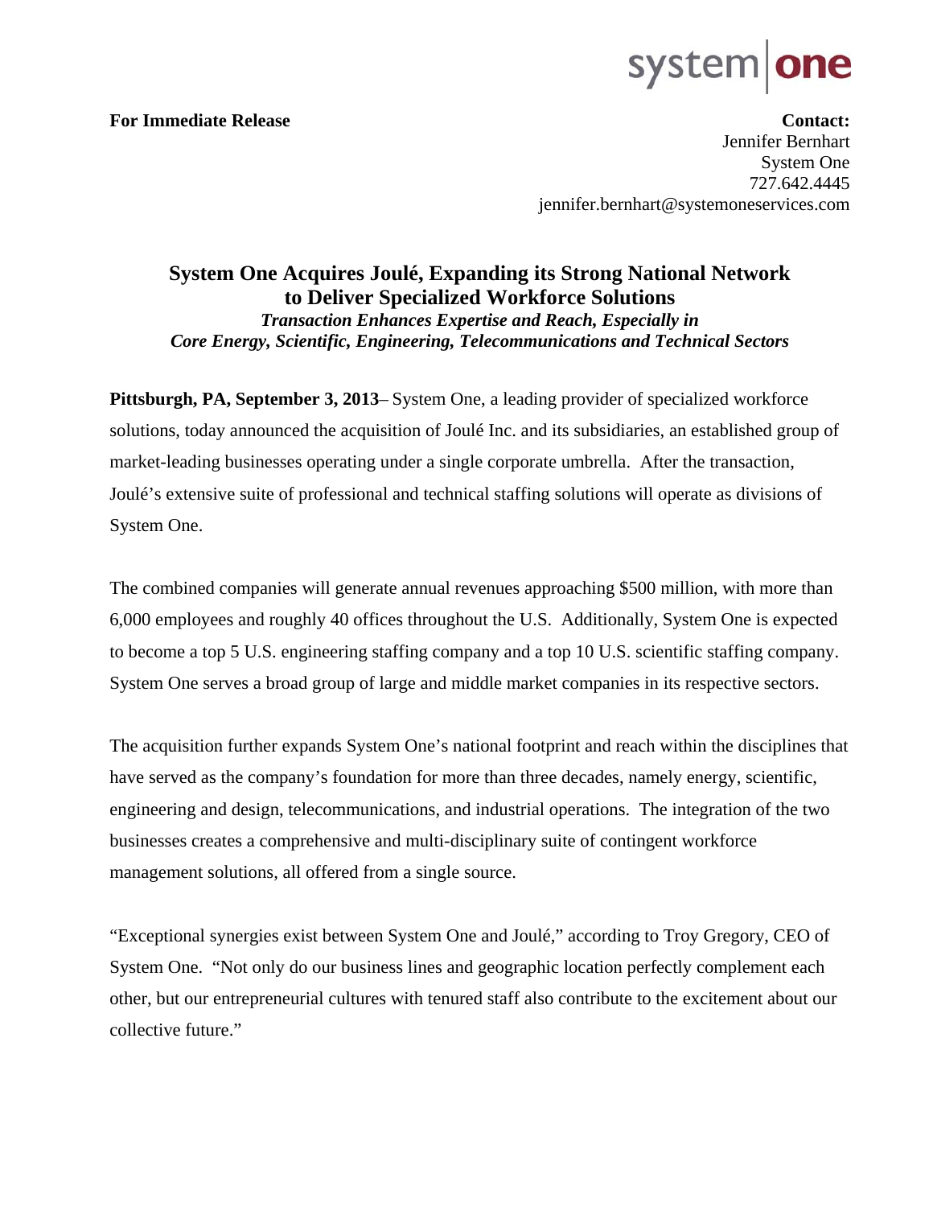system | one

**For Immediate Release**

**Contact:**
Jennifer Bernhart
System One
727.642.4445
jennifer.bernhart@systemoneservices.com

# System One Acquires Joulé, Expanding its Strong National Network to Deliver Specialized Workforce Solutions

***Transaction Enhances Expertise and Reach, Especially in Core Energy, Scientific, Engineering, Telecommunications and Technical Sectors***

**Pittsburgh, PA, September 3, 2013**– System One, a leading provider of specialized workforce solutions, today announced the acquisition of Joulé Inc. and its subsidiaries, an established group of market-leading businesses operating under a single corporate umbrella. After the transaction, Joulé's extensive suite of professional and technical staffing solutions will operate as divisions of System One.

The combined companies will generate annual revenues approaching $500 million, with more than 6,000 employees and roughly 40 offices throughout the U.S. Additionally, System One is expected to become a top 5 U.S. engineering staffing company and a top 10 U.S. scientific staffing company. System One serves a broad group of large and middle market companies in its respective sectors.

The acquisition further expands System One's national footprint and reach within the disciplines that have served as the company's foundation for more than three decades, namely energy, scientific, engineering and design, telecommunications, and industrial operations. The integration of the two businesses creates a comprehensive and multi-disciplinary suite of contingent workforce management solutions, all offered from a single source.

"Exceptional synergies exist between System One and Joulé," according to Troy Gregory, CEO of System One. "Not only do our business lines and geographic location perfectly complement each other, but our entrepreneurial cultures with tenured staff also contribute to the excitement about our collective future."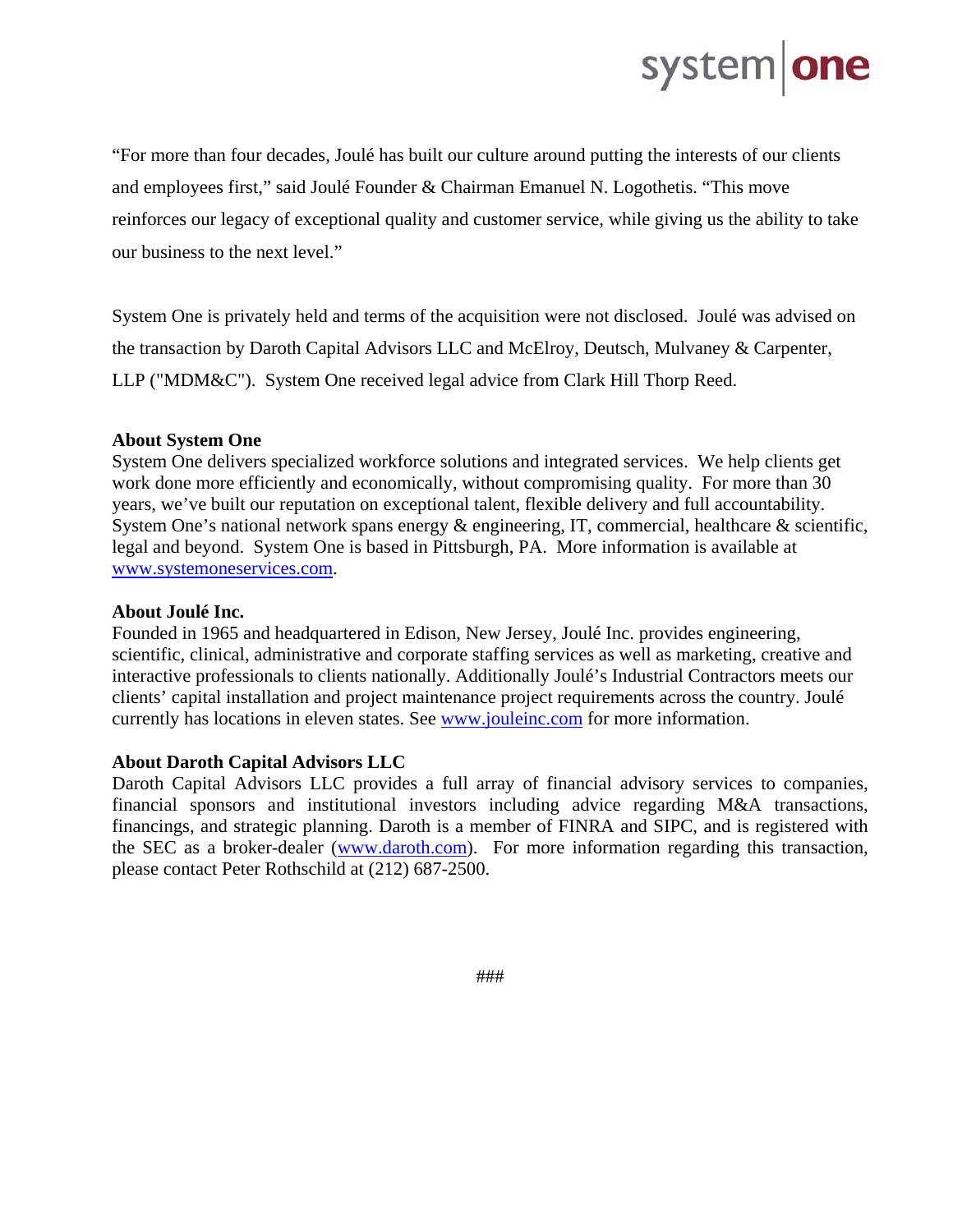"For more than four decades, Joulé has built our culture around putting the interests of our clients and employees first," said Joulé Founder & Chairman Emanuel N. Logothetis. "This move reinforces our legacy of exceptional quality and customer service, while giving us the ability to take our business to the next level."

System One is privately held and terms of the acquisition were not disclosed. Joulé was advised on the transaction by Daroth Capital Advisors LLC and McElroy, Deutsch, Mulvaney & Carpenter, LLP ("MDM&C"). System One received legal advice from Clark Hill Thorp Reed.

**About System One**
System One delivers specialized workforce solutions and integrated services. We help clients get work done more efficiently and economically, without compromising quality. For more than 30 years, we've built our reputation on exceptional talent, flexible delivery and full accountability. System One's national network spans energy & engineering, IT, commercial, healthcare & scientific, legal and beyond. System One is based in Pittsburgh, PA. More information is available at www.systemoneservices.com.

**About Joulé Inc.**
Founded in 1965 and headquartered in Edison, New Jersey, Joulé Inc. provides engineering, scientific, clinical, administrative and corporate staffing services as well as marketing, creative and interactive professionals to clients nationally. Additionally Joulé's Industrial Contractors meets our clients' capital installation and project maintenance project requirements across the country. Joulé currently has locations in eleven states. See www.jouleinc.com for more information.

**About Daroth Capital Advisors LLC**
Daroth Capital Advisors LLC provides a full array of financial advisory services to companies, financial sponsors and institutional investors including advice regarding M&A transactions, financings, and strategic planning. Daroth is a member of FINRA and SIPC, and is registered with the SEC as a broker-dealer (www.daroth.com). For more information regarding this transaction, please contact Peter Rothschild at (212) 687-2500.

###